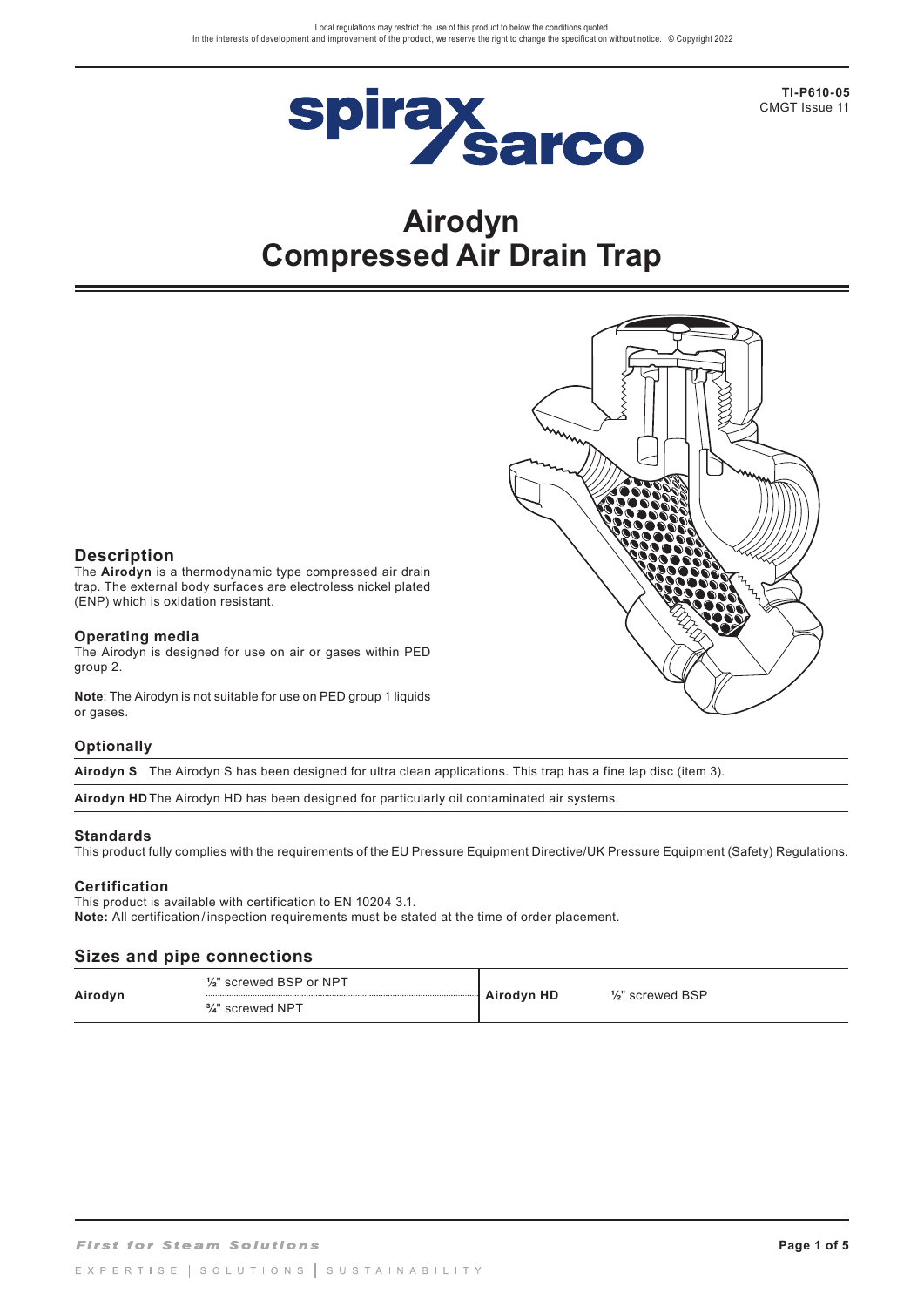Local regulations may restrict the use of this product to below the conditions quoted.
In the interests of development and improvement of the product, we reserve the right to change the specification without notice. © Copyright 2022

**TI-P610-05**
CMGT Issue 11

# Airodyn
# Compressed Air Drain Trap

## Description

The **Airodyn** is a thermodynamic type compressed air drain trap. The external body surfaces are electroless nickel plated (ENP) which is oxidation resistant.

### Operating media

The Airodyn is designed for use on air or gases within PED group 2.

**Note**: The Airodyn is not suitable for use on PED group 1 liquids or gases.

### Optionally

| | |
|---|---|
| **Airodyn S** | The Airodyn S has been designed for ultra clean applications. This trap has a fine lap disc (item 3). |
| **Airodyn HD** | The Airodyn HD has been designed for particularly oil contaminated air systems. |

### Standards

This product fully complies with the requirements of the EU Pressure Equipment Directive/UK Pressure Equipment (Safety) Regulations.

### Certification

This product is available with certification to EN 10204 3.1.
**Note:** All certification / inspection requirements must be stated at the time of order placement.

## Sizes and pipe connections

| | | | |
|---|---|---|---|
| **Airodyn** | ½" screwed BSP or NPT | **Airodyn HD** | ½" screwed BSP |
| | ¾" screwed NPT | | |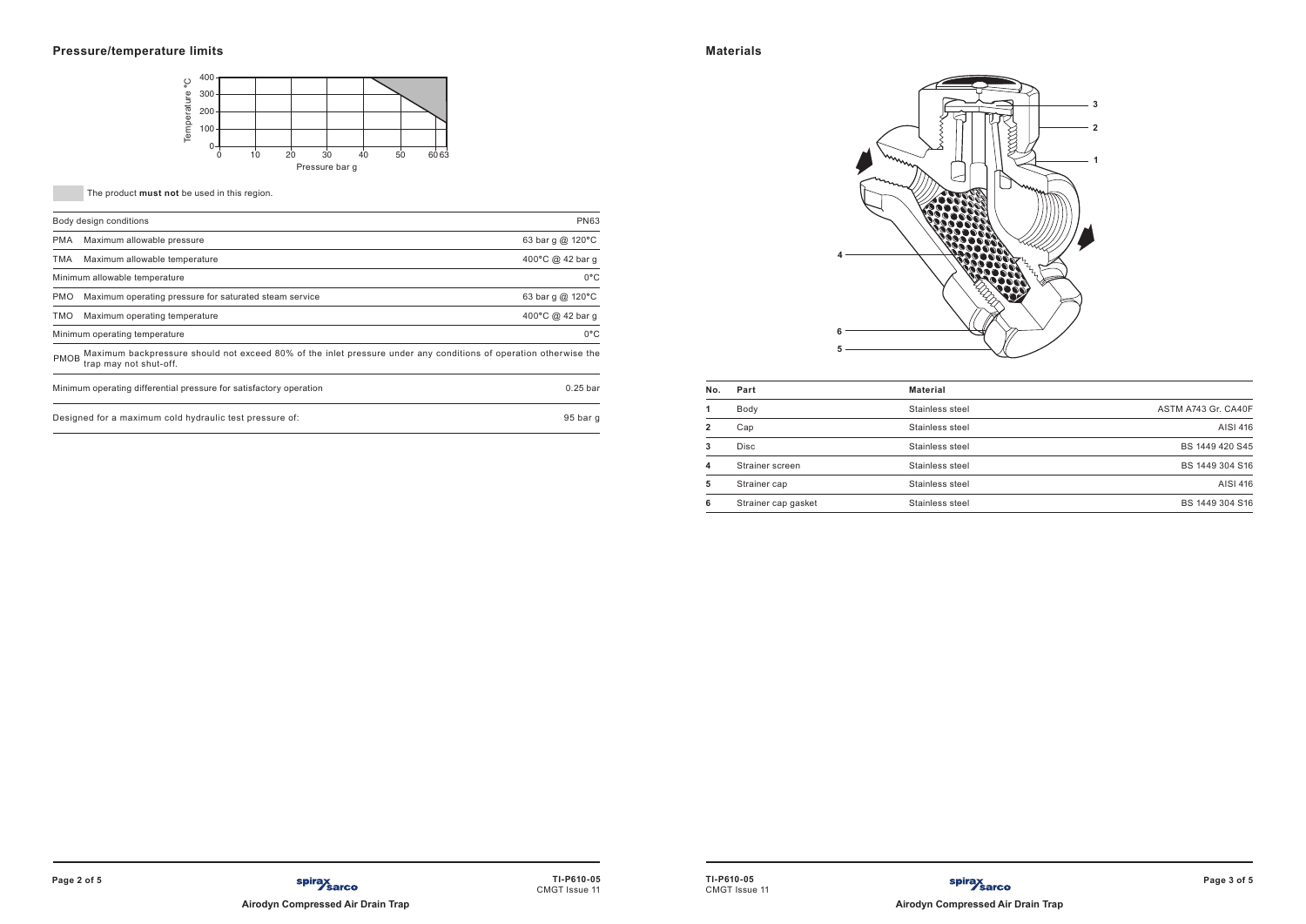## Pressure/temperature limits

The product **must not** be used in this region.

| | | |
|---|---|---|
| Body design conditions | | PN63 |
| PMA | Maximum allowable pressure | 63 bar g @ 120°C |
| TMA | Maximum allowable temperature | 400°C @ 42 bar g |
| Minimum allowable temperature | | 0°C |
| PMO | Maximum operating pressure for saturated steam service | 63 bar g @ 120°C |
| TMO | Maximum operating temperature | 400°C @ 42 bar g |
| Minimum operating temperature | | 0°C |
| PMOB | Maximum backpressure should not exceed 80% of the inlet pressure under any conditions of operation otherwise the trap may not shut-off. | |
| Minimum operating differential pressure for satisfactory operation | | 0.25 bar |
| Designed for a maximum cold hydraulic test pressure of: | | 95 bar g |

## Materials

| No. | Part | Material | |
|---|---|---|---|
| 1 | Body | Stainless steel | ASTM A743 Gr. CA40F |
| 2 | Cap | Stainless steel | AISI 416 |
| 3 | Disc | Stainless steel | BS 1449 420 S45 |
| 4 | Strainer screen | Stainless steel | BS 1449 304 S16 |
| 5 | Strainer cap | Stainless steel | AISI 416 |
| 6 | Strainer cap gasket | Stainless steel | BS 1449 304 S16 |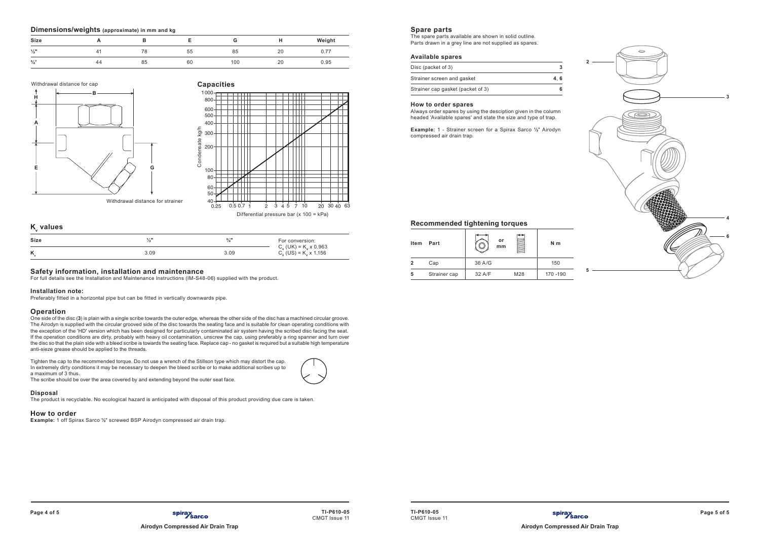## Dimensions/weights (approximate) in mm and kg

| Size | A | B | E | G | H | Weight |
|---|---|---|---|---|---|---|
| ½" | 41 | 78 | 55 | 85 | 20 | 0.77 |
| ¾" | 44 | 85 | 60 | 100 | 20 | 0.95 |

Withdrawal distance for cap

H

B

A

E

G

Withdrawal distance for strainer

### Capacities

Condensate kg/h

1 000
800
600
500
400
300
200
100
80
60
50
40

0.25 0.5 0.7 1 2 3 4 5 7 10 20 30 40 63

Differential pressure bar (x 100 = kPa)

## $K_v$ values

| Size | ½" | ¾" | For conversion: |
|---|---|---|---|
| $K_v$ | 3.09 | 3.09 | $C_v$ (UK) = $K_v$ x 0.963<br>$C_v$ (US) = $K_v$ x 1.156 |

## Safety information, installation and maintenance

For full details see the Installation and Maintenance Instructions (IM-S48-06) supplied with the product.

### Installation note:

Preferably fitted in a horizontal pipe but can be fitted in vertically downwards pipe.

## Operation

One side of the disc (**3**) is plain with a single scribe towards the outer edge, whereas the other side of the disc has a machined circular groove. The Airodyn is supplied with the circular grooved side of the disc towards the seating face and is suitable for clean operating conditions with the exception of the 'HD' version which has been designed for particularly contaminated air system having the scribed disc facing the seat. If the operation conditions are dirty, probably with heavy oil contamination, unscrew the cap, using preferably a ring spanner and turn over the disc so that the plain side with a bleed scribe is towards the seating face. Replace cap - no gasket is required but a suitable high temperature anti-sieze grease should be applied to the threads.

Tighten the cap to the recommended torque. Do not use a wrench of the Stillson type which may distort the cap. In extremely dirty conditions it may be necessary to deepen the bleed scribe or to make additional scribes up to a maximum of 3 thus.

The scribe should be over the area covered by and extending beyond the outer seat face.

### Disposal

The product is recyclable. No ecological hazard is anticipated with disposal of this product providing due care is taken.

## How to order

**Example:** 1 off Spirax Sarco ½" screwed BSP Airodyn compressed air drain trap.

## Spare parts

The spare parts available are shown in solid outline. Parts drawn in a grey line are not supplied as spares.

### Available spares

| | |
|---|---|
| Disc (packet of 3) | 3 |
| Strainer screen and gasket | 4, 6 |
| Strainer cap gasket (packet of 3) | 6 |

### How to order spares

Always order spares by using the desciption given in the column headed 'Available spares' and state the size and type of trap.

**Example:** 1 - Strainer screen for a Spirax Sarco ½" Airodyn compressed air drain trap.

2

3

4

6

5

## Recommended tightening torques

| Item | Part | or mm | | N m |
|---|---|---|---|---|
| 2 | Cap | 36 A/G | | 150 |
| 5 | Strainer cap | 32 A/F | M28 | 170 -190 |